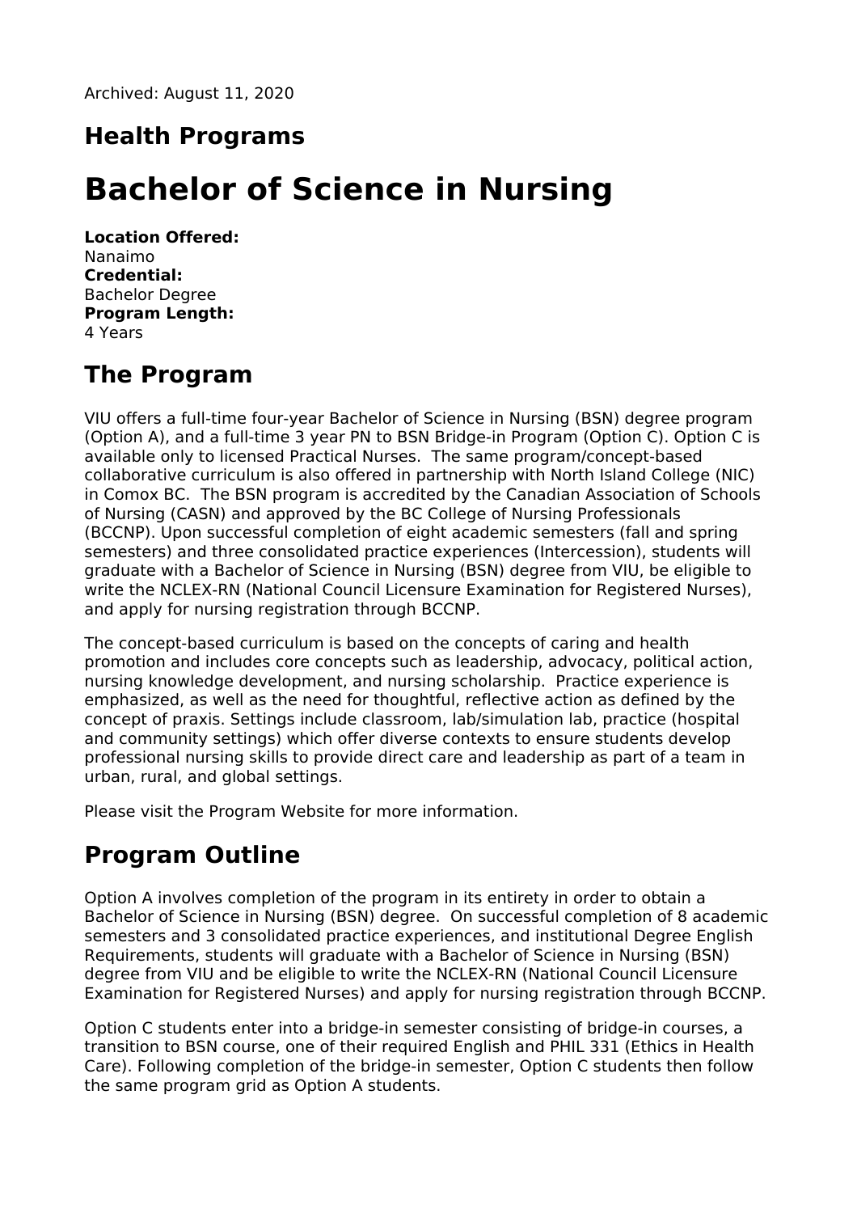Archived: August 11, 2020

## Health Programs

# Bachelor of Science in Nursing

**Location Offered:**
Nanaimo
**Credential:**
Bachelor Degree
**Program Length:**
4 Years

## The Program

VIU offers a full-time four-year Bachelor of Science in Nursing (BSN) degree program (Option A), and a full-time 3 year PN to BSN Bridge-in Program (Option C). Option C is available only to licensed Practical Nurses. The same program/concept-based collaborative curriculum is also offered in partnership with North Island College (NIC) in Comox BC. The BSN program is accredited by the Canadian Association of Schools of Nursing (CASN) and approved by the BC College of Nursing Professionals (BCCNP). Upon successful completion of eight academic semesters (fall and spring semesters) and three consolidated practice experiences (Intercession), students will graduate with a Bachelor of Science in Nursing (BSN) degree from VIU, be eligible to write the NCLEX-RN (National Council Licensure Examination for Registered Nurses), and apply for nursing registration through BCCNP.

The concept-based curriculum is based on the concepts of caring and health promotion and includes core concepts such as leadership, advocacy, political action, nursing knowledge development, and nursing scholarship. Practice experience is emphasized, as well as the need for thoughtful, reflective action as defined by the concept of praxis. Settings include classroom, lab/simulation lab, practice (hospital and community settings) which offer diverse contexts to ensure students develop professional nursing skills to provide direct care and leadership as part of a team in urban, rural, and global settings.

Please visit the Program Website for more information.

## Program Outline

Option A involves completion of the program in its entirety in order to obtain a Bachelor of Science in Nursing (BSN) degree. On successful completion of 8 academic semesters and 3 consolidated practice experiences, and institutional Degree English Requirements, students will graduate with a Bachelor of Science in Nursing (BSN) degree from VIU and be eligible to write the NCLEX-RN (National Council Licensure Examination for Registered Nurses) and apply for nursing registration through BCCNP.

Option C students enter into a bridge-in semester consisting of bridge-in courses, a transition to BSN course, one of their required English and PHIL 331 (Ethics in Health Care). Following completion of the bridge-in semester, Option C students then follow the same program grid as Option A students.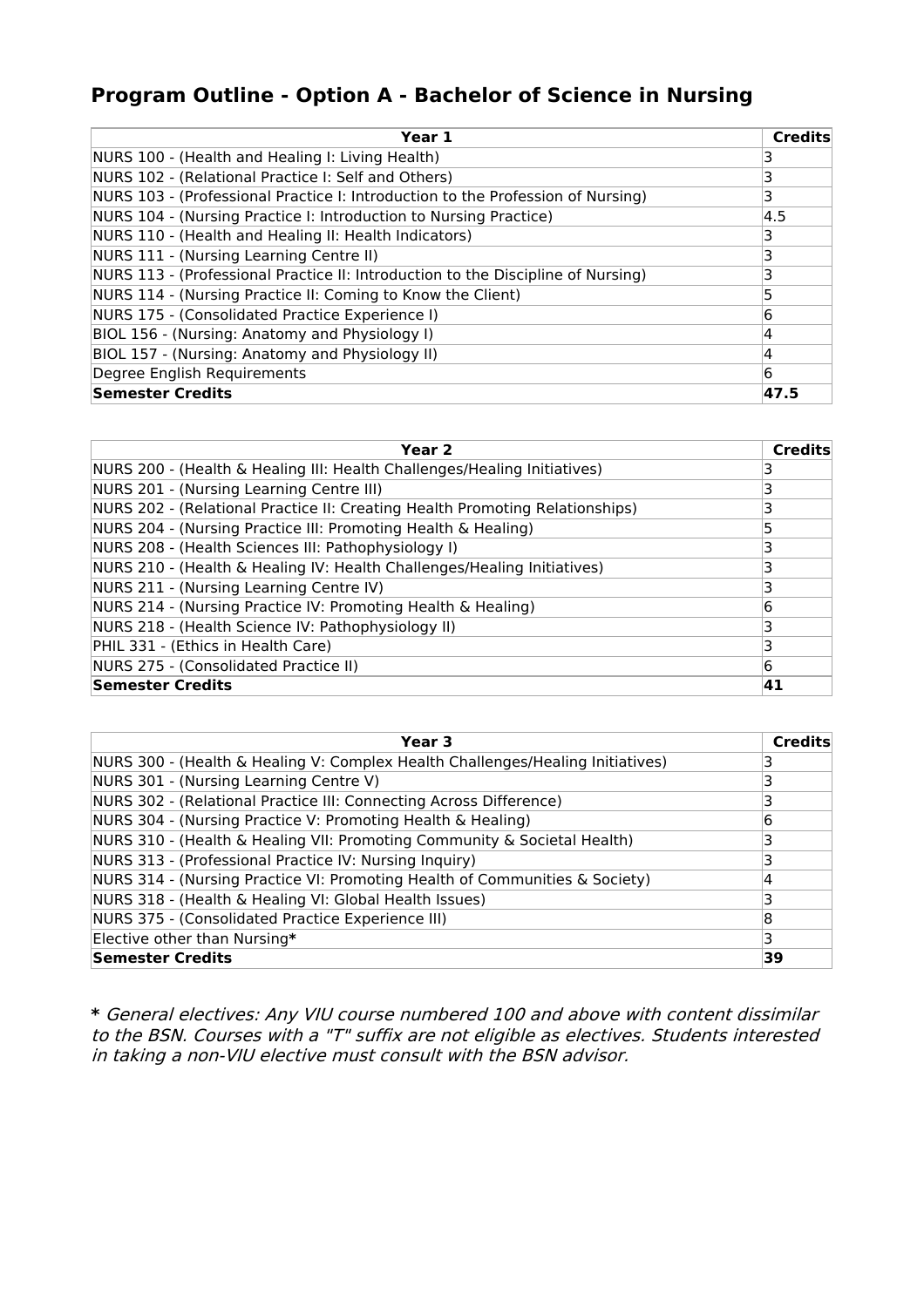## Program Outline - Option A - Bachelor of Science in Nursing

| Year 1 | Credits |
|---|---|
| NURS 100 - (Health and Healing I: Living Health) | 3 |
| NURS 102 - (Relational Practice I: Self and Others) | 3 |
| NURS 103 - (Professional Practice I: Introduction to the Profession of Nursing) | 3 |
| NURS 104 - (Nursing Practice I: Introduction to Nursing Practice) | 4.5 |
| NURS 110 - (Health and Healing II: Health Indicators) | 3 |
| NURS 111 - (Nursing Learning Centre II) | 3 |
| NURS 113 - (Professional Practice II: Introduction to the Discipline of Nursing) | 3 |
| NURS 114 - (Nursing Practice II: Coming to Know the Client) | 5 |
| NURS 175 - (Consolidated Practice Experience I) | 6 |
| BIOL 156 - (Nursing: Anatomy and Physiology I) | 4 |
| BIOL 157 - (Nursing: Anatomy and Physiology II) | 4 |
| Degree English Requirements | 6 |
| **Semester Credits** | **47.5** |

| Year 2 | Credits |
|---|---|
| NURS 200 - (Health & Healing III: Health Challenges/Healing Initiatives) | 3 |
| NURS 201 - (Nursing Learning Centre III) | 3 |
| NURS 202 - (Relational Practice II: Creating Health Promoting Relationships) | 3 |
| NURS 204 - (Nursing Practice III: Promoting Health & Healing) | 5 |
| NURS 208 - (Health Sciences III: Pathophysiology I) | 3 |
| NURS 210 - (Health & Healing IV: Health Challenges/Healing Initiatives) | 3 |
| NURS 211 - (Nursing Learning Centre IV) | 3 |
| NURS 214 - (Nursing Practice IV: Promoting Health & Healing) | 6 |
| NURS 218 - (Health Science IV: Pathophysiology II) | 3 |
| PHIL 331 - (Ethics in Health Care) | 3 |
| NURS 275 - (Consolidated Practice II) | 6 |
| **Semester Credits** | **41** |

| Year 3 | Credits |
|---|---|
| NURS 300 - (Health & Healing V: Complex Health Challenges/Healing Initiatives) | 3 |
| NURS 301 - (Nursing Learning Centre V) | 3 |
| NURS 302 - (Relational Practice III: Connecting Across Difference) | 3 |
| NURS 304 - (Nursing Practice V: Promoting Health & Healing) | 6 |
| NURS 310 - (Health & Healing VII: Promoting Community & Societal Health) | 3 |
| NURS 313 - (Professional Practice IV: Nursing Inquiry) | 3 |
| NURS 314 - (Nursing Practice VI: Promoting Health of Communities & Society) | 4 |
| NURS 318 - (Health & Healing VI: Global Health Issues) | 3 |
| NURS 375 - (Consolidated Practice Experience III) | 8 |
| Elective other than Nursing**\*** | 3 |
| **Semester Credits** | **39** |

**\*** *General electives: Any VIU course numbered 100 and above with content dissimilar to the BSN. Courses with a "T" suffix are not eligible as electives. Students interested in taking a non-VIU elective must consult with the BSN advisor.*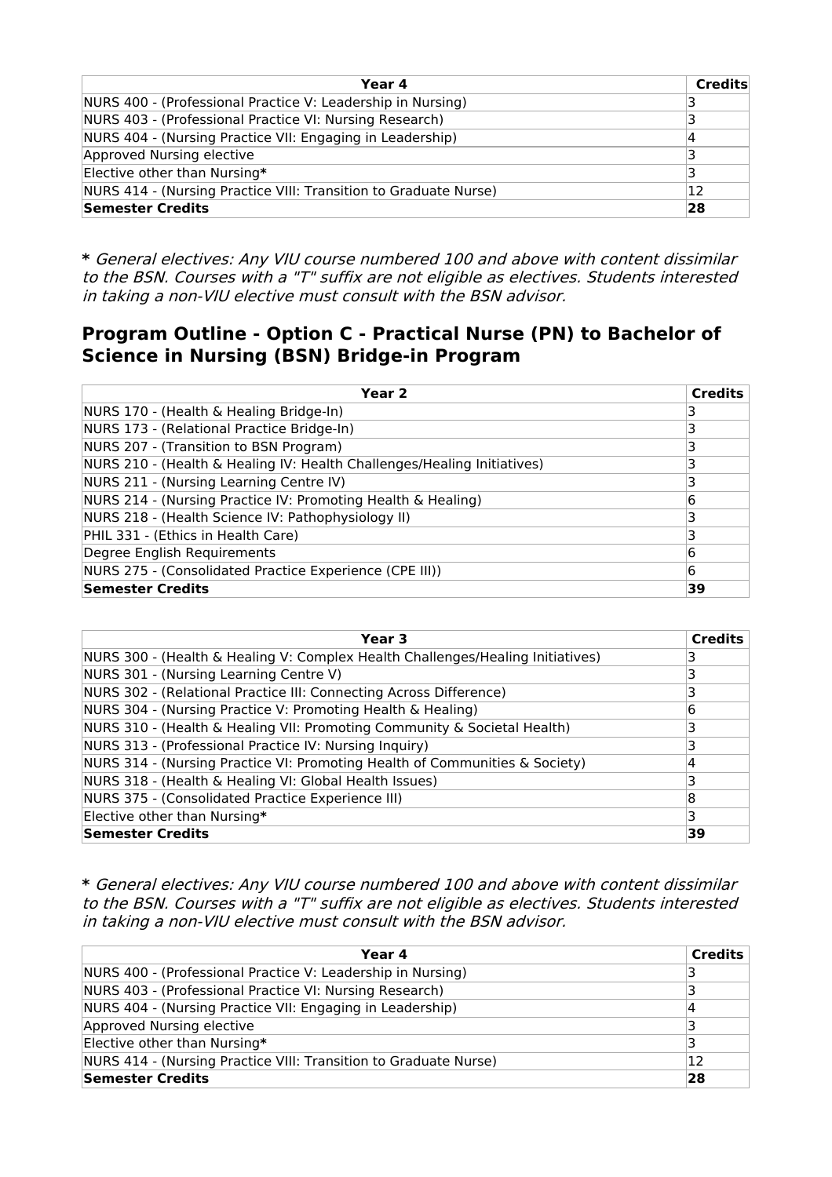| Year 4 | Credits |
| --- | --- |
| NURS 400 - (Professional Practice V: Leadership in Nursing) | 3 |
| NURS 403 - (Professional Practice VI: Nursing Research) | 3 |
| NURS 404 - (Nursing Practice VII: Engaging in Leadership) | 4 |
| Approved Nursing elective | 3 |
| Elective other than Nursing* | 3 |
| NURS 414 - (Nursing Practice VIII: Transition to Graduate Nurse) | 12 |
| **Semester Credits** | **28** |

**\*** *General electives: Any VIU course numbered 100 and above with content dissimilar to the BSN. Courses with a "T" suffix are not eligible as electives. Students interested in taking a non-VIU elective must consult with the BSN advisor.*

## Program Outline - Option C - Practical Nurse (PN) to Bachelor of Science in Nursing (BSN) Bridge-in Program

| Year 2 | Credits |
| --- | --- |
| NURS 170 - (Health & Healing Bridge-In) | 3 |
| NURS 173 - (Relational Practice Bridge-In) | 3 |
| NURS 207 - (Transition to BSN Program) | 3 |
| NURS 210 - (Health & Healing IV: Health Challenges/Healing Initiatives) | 3 |
| NURS 211 - (Nursing Learning Centre IV) | 3 |
| NURS 214 - (Nursing Practice IV: Promoting Health & Healing) | 6 |
| NURS 218 - (Health Science IV: Pathophysiology II) | 3 |
| PHIL 331 - (Ethics in Health Care) | 3 |
| Degree English Requirements | 6 |
| NURS 275 - (Consolidated Practice Experience (CPE III)) | 6 |
| **Semester Credits** | **39** |

| Year 3 | Credits |
| --- | --- |
| NURS 300 - (Health & Healing V: Complex Health Challenges/Healing Initiatives) | 3 |
| NURS 301 - (Nursing Learning Centre V) | 3 |
| NURS 302 - (Relational Practice III: Connecting Across Difference) | 3 |
| NURS 304 - (Nursing Practice V: Promoting Health & Healing) | 6 |
| NURS 310 - (Health & Healing VII: Promoting Community & Societal Health) | 3 |
| NURS 313 - (Professional Practice IV: Nursing Inquiry) | 3 |
| NURS 314 - (Nursing Practice VI: Promoting Health of Communities & Society) | 4 |
| NURS 318 - (Health & Healing VI: Global Health Issues) | 3 |
| NURS 375 - (Consolidated Practice Experience III) | 8 |
| Elective other than Nursing* | 3 |
| **Semester Credits** | **39** |

**\*** *General electives: Any VIU course numbered 100 and above with content dissimilar to the BSN. Courses with a "T" suffix are not eligible as electives. Students interested in taking a non-VIU elective must consult with the BSN advisor.*

| Year 4 | Credits |
| --- | --- |
| NURS 400 - (Professional Practice V: Leadership in Nursing) | 3 |
| NURS 403 - (Professional Practice VI: Nursing Research) | 3 |
| NURS 404 - (Nursing Practice VII: Engaging in Leadership) | 4 |
| Approved Nursing elective | 3 |
| Elective other than Nursing* | 3 |
| NURS 414 - (Nursing Practice VIII: Transition to Graduate Nurse) | 12 |
| **Semester Credits** | **28** |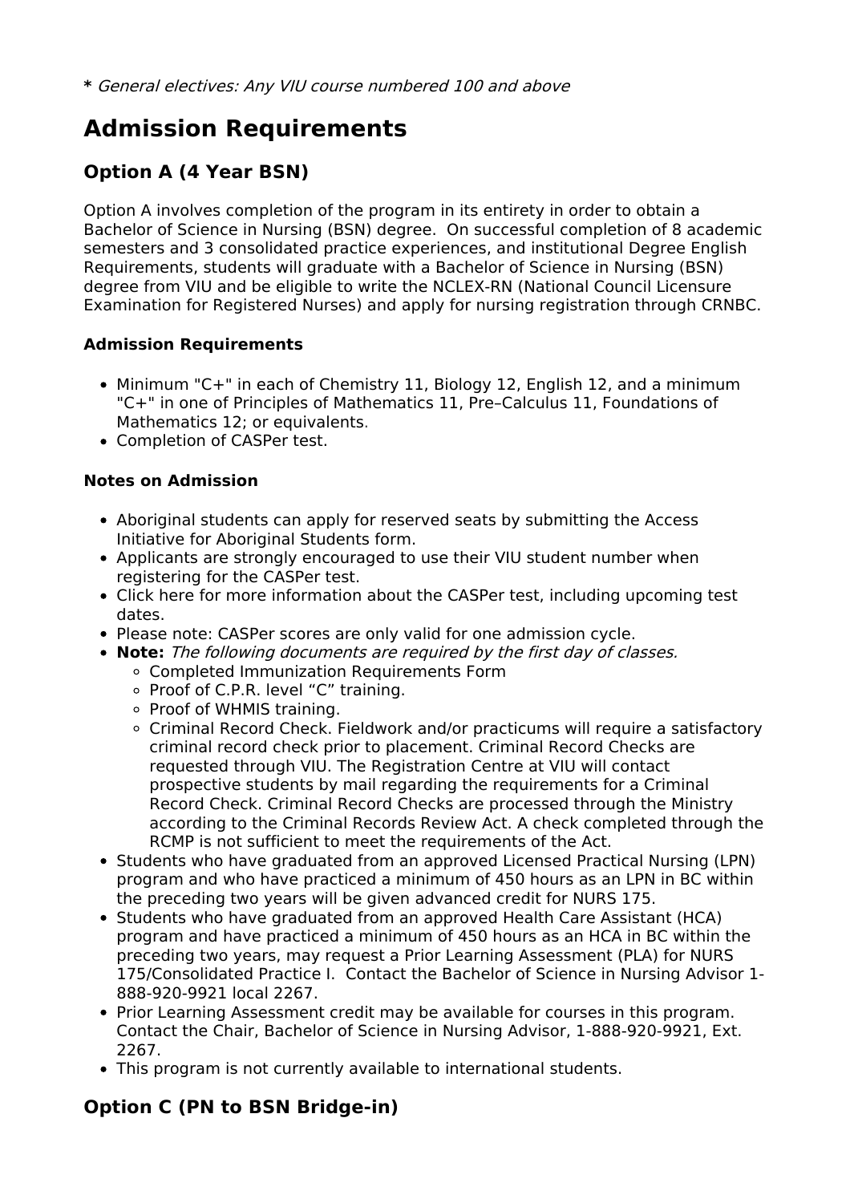**\*** *General electives: Any VIU course numbered 100 and above*

## Admission Requirements

### Option A (4 Year BSN)

Option A involves completion of the program in its entirety in order to obtain a Bachelor of Science in Nursing (BSN) degree. On successful completion of 8 academic semesters and 3 consolidated practice experiences, and institutional Degree English Requirements, students will graduate with a Bachelor of Science in Nursing (BSN) degree from VIU and be eligible to write the NCLEX-RN (National Council Licensure Examination for Registered Nurses) and apply for nursing registration through CRNBC.

#### Admission Requirements

- Minimum "C+" in each of Chemistry 11, Biology 12, English 12, and a minimum "C+" in one of Principles of Mathematics 11, Pre–Calculus 11, Foundations of Mathematics 12; or equivalents.
- Completion of CASPer test.

#### Notes on Admission

- Aboriginal students can apply for reserved seats by submitting the Access Initiative for Aboriginal Students form.
- Applicants are strongly encouraged to use their VIU student number when registering for the CASPer test.
- Click here for more information about the CASPer test, including upcoming test dates.
- Please note: CASPer scores are only valid for one admission cycle.
- **Note:** *The following documents are required by the first day of classes.*
  - Completed Immunization Requirements Form
  - Proof of C.P.R. level “C” training.
  - Proof of WHMIS training.
  - Criminal Record Check. Fieldwork and/or practicums will require a satisfactory criminal record check prior to placement. Criminal Record Checks are requested through VIU. The Registration Centre at VIU will contact prospective students by mail regarding the requirements for a Criminal Record Check. Criminal Record Checks are processed through the Ministry according to the Criminal Records Review Act. A check completed through the RCMP is not sufficient to meet the requirements of the Act.
- Students who have graduated from an approved Licensed Practical Nursing (LPN) program and who have practiced a minimum of 450 hours as an LPN in BC within the preceding two years will be given advanced credit for NURS 175.
- Students who have graduated from an approved Health Care Assistant (HCA) program and have practiced a minimum of 450 hours as an HCA in BC within the preceding two years, may request a Prior Learning Assessment (PLA) for NURS 175/Consolidated Practice I. Contact the Bachelor of Science in Nursing Advisor 1-888-920-9921 local 2267.
- Prior Learning Assessment credit may be available for courses in this program. Contact the Chair, Bachelor of Science in Nursing Advisor, 1-888-920-9921, Ext. 2267.
- This program is not currently available to international students.

### Option C (PN to BSN Bridge-in)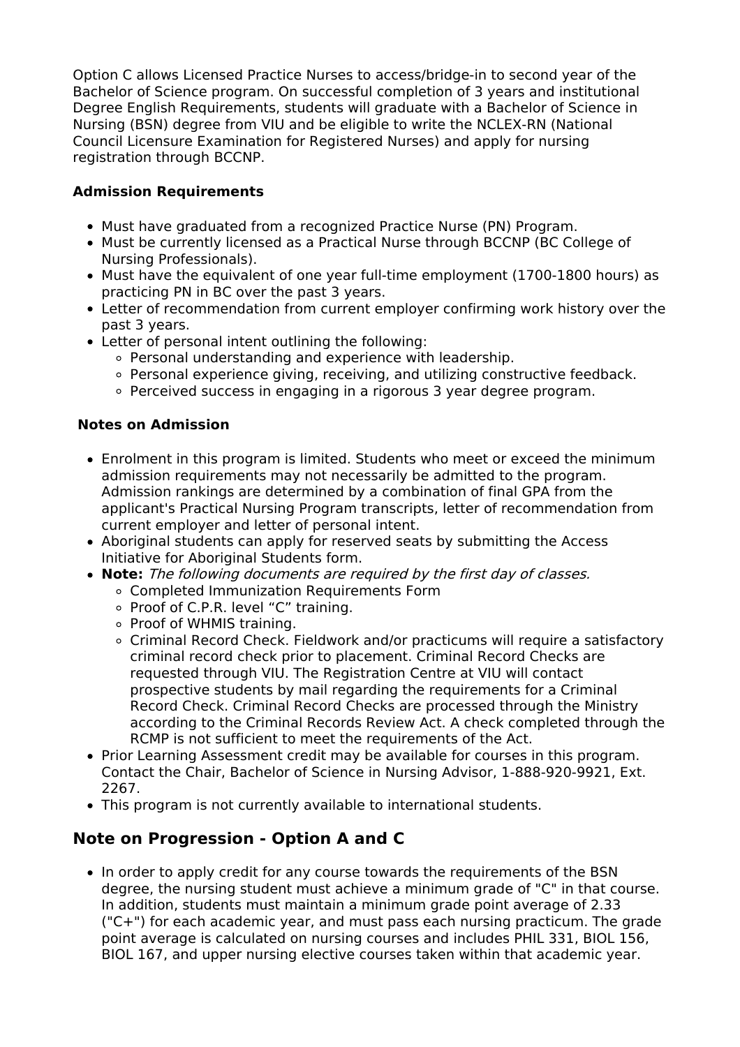Option C allows Licensed Practice Nurses to access/bridge-in to second year of the Bachelor of Science program. On successful completion of 3 years and institutional Degree English Requirements, students will graduate with a Bachelor of Science in Nursing (BSN) degree from VIU and be eligible to write the NCLEX-RN (National Council Licensure Examination for Registered Nurses) and apply for nursing registration through BCCNP.

**Admission Requirements**

- Must have graduated from a recognized Practice Nurse (PN) Program.
- Must be currently licensed as a Practical Nurse through BCCNP (BC College of Nursing Professionals).
- Must have the equivalent of one year full-time employment (1700-1800 hours) as practicing PN in BC over the past 3 years.
- Letter of recommendation from current employer confirming work history over the past 3 years.
- Letter of personal intent outlining the following:
  - Personal understanding and experience with leadership.
  - Personal experience giving, receiving, and utilizing constructive feedback.
  - Perceived success in engaging in a rigorous 3 year degree program.

**Notes on Admission**

- Enrolment in this program is limited. Students who meet or exceed the minimum admission requirements may not necessarily be admitted to the program. Admission rankings are determined by a combination of final GPA from the applicant's Practical Nursing Program transcripts, letter of recommendation from current employer and letter of personal intent.
- Aboriginal students can apply for reserved seats by submitting the Access Initiative for Aboriginal Students form.
- **Note:** *The following documents are required by the first day of classes.*
  - Completed Immunization Requirements Form
  - Proof of C.P.R. level "C" training.
  - Proof of WHMIS training.
  - Criminal Record Check. Fieldwork and/or practicums will require a satisfactory criminal record check prior to placement. Criminal Record Checks are requested through VIU. The Registration Centre at VIU will contact prospective students by mail regarding the requirements for a Criminal Record Check. Criminal Record Checks are processed through the Ministry according to the Criminal Records Review Act. A check completed through the RCMP is not sufficient to meet the requirements of the Act.
- Prior Learning Assessment credit may be available for courses in this program. Contact the Chair, Bachelor of Science in Nursing Advisor, 1-888-920-9921, Ext. 2267.
- This program is not currently available to international students.

## Note on Progression - Option A and C

- In order to apply credit for any course towards the requirements of the BSN degree, the nursing student must achieve a minimum grade of "C" in that course. In addition, students must maintain a minimum grade point average of 2.33 ("C+") for each academic year, and must pass each nursing practicum. The grade point average is calculated on nursing courses and includes PHIL 331, BIOL 156, BIOL 167, and upper nursing elective courses taken within that academic year.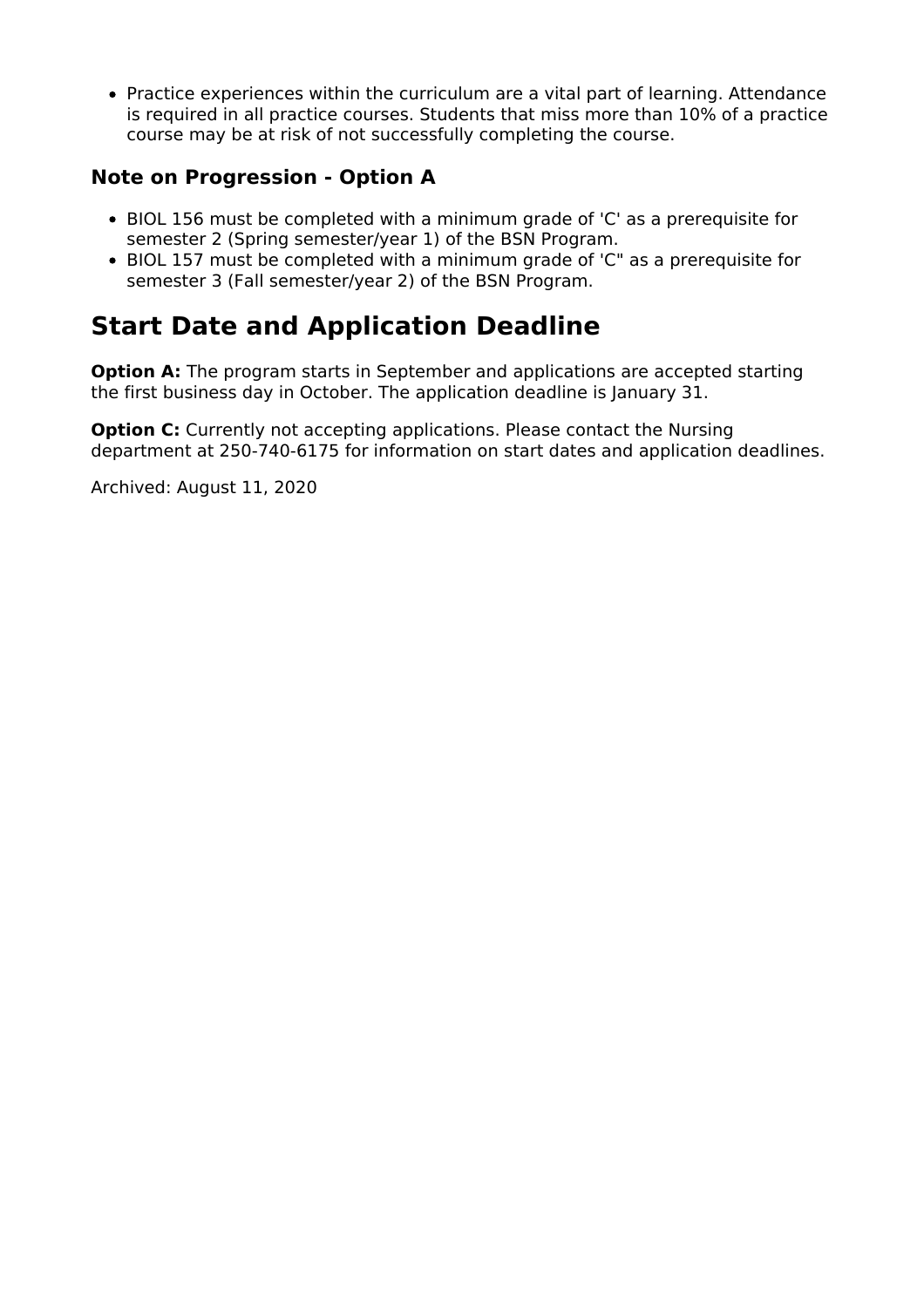- Practice experiences within the curriculum are a vital part of learning. Attendance is required in all practice courses. Students that miss more than 10% of a practice course may be at risk of not successfully completing the course.

### Note on Progression - Option A

- BIOL 156 must be completed with a minimum grade of 'C' as a prerequisite for semester 2 (Spring semester/year 1) of the BSN Program.
- BIOL 157 must be completed with a minimum grade of 'C" as a prerequisite for semester 3 (Fall semester/year 2) of the BSN Program.

## Start Date and Application Deadline

**Option A:** The program starts in September and applications are accepted starting the first business day in October. The application deadline is January 31.

**Option C:** Currently not accepting applications. Please contact the Nursing department at 250-740-6175 for information on start dates and application deadlines.

Archived: August 11, 2020